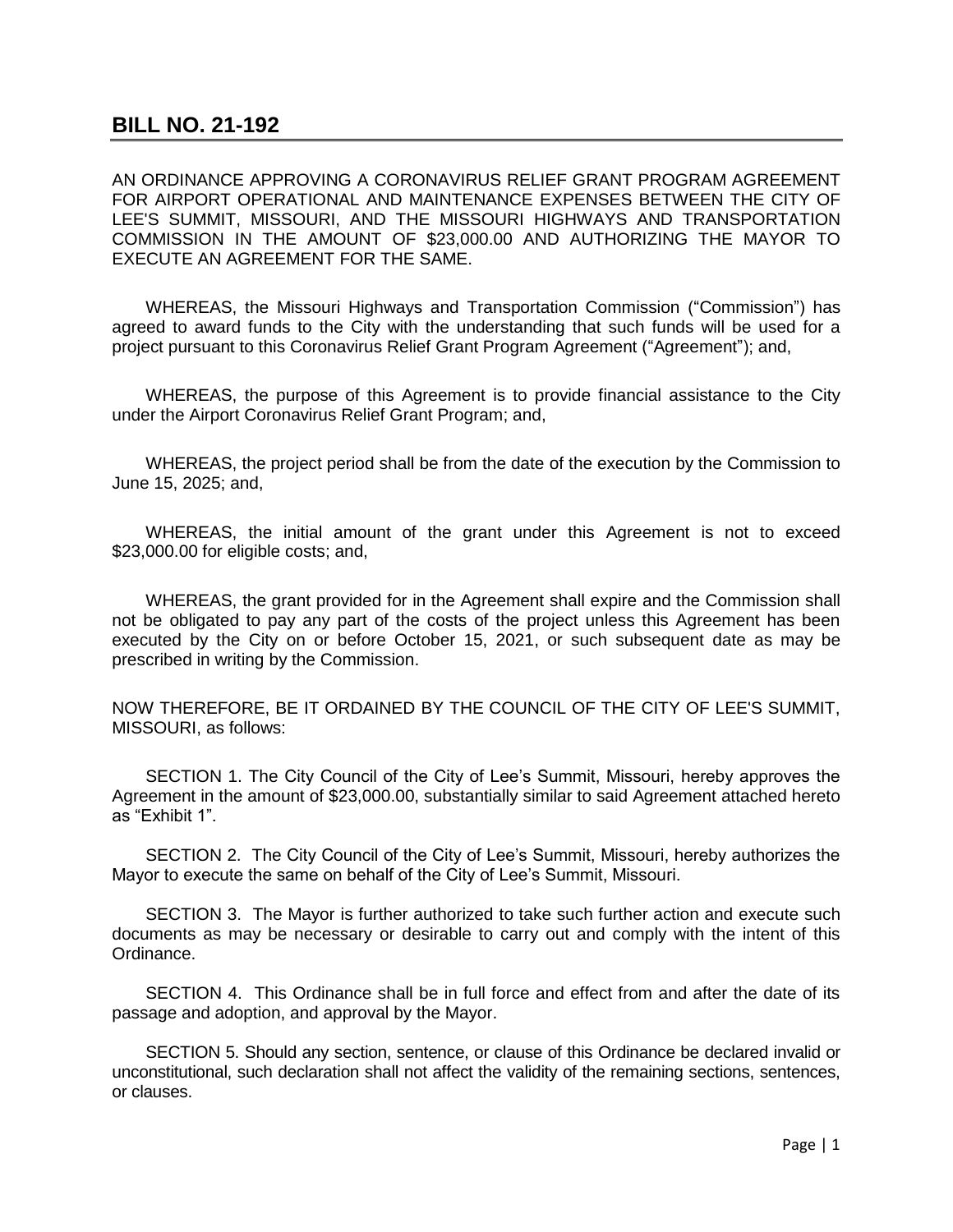# BILL NO. 21-192

AN ORDINANCE APPROVING A CORONAVIRUS RELIEF GRANT PROGRAM AGREEMENT FOR AIRPORT OPERATIONAL AND MAINTENANCE EXPENSES BETWEEN THE CITY OF LEE'S SUMMIT, MISSOURI, AND THE MISSOURI HIGHWAYS AND TRANSPORTATION COMMISSION IN THE AMOUNT OF $23,000.00 AND AUTHORIZING THE MAYOR TO EXECUTE AN AGREEMENT FOR THE SAME.

WHEREAS, the Missouri Highways and Transportation Commission ("Commission") has agreed to award funds to the City with the understanding that such funds will be used for a project pursuant to this Coronavirus Relief Grant Program Agreement ("Agreement"); and,

WHEREAS, the purpose of this Agreement is to provide financial assistance to the City under the Airport Coronavirus Relief Grant Program; and,

WHEREAS, the project period shall be from the date of the execution by the Commission to June 15, 2025; and,

WHEREAS, the initial amount of the grant under this Agreement is not to exceed $23,000.00 for eligible costs; and,

WHEREAS, the grant provided for in the Agreement shall expire and the Commission shall not be obligated to pay any part of the costs of the project unless this Agreement has been executed by the City on or before October 15, 2021, or such subsequent date as may be prescribed in writing by the Commission.

NOW THEREFORE, BE IT ORDAINED BY THE COUNCIL OF THE CITY OF LEE'S SUMMIT, MISSOURI, as follows:

SECTION 1. The City Council of the City of Lee's Summit, Missouri, hereby approves the Agreement in the amount of $23,000.00, substantially similar to said Agreement attached hereto as "Exhibit 1".

SECTION 2. The City Council of the City of Lee's Summit, Missouri, hereby authorizes the Mayor to execute the same on behalf of the City of Lee's Summit, Missouri.

SECTION 3. The Mayor is further authorized to take such further action and execute such documents as may be necessary or desirable to carry out and comply with the intent of this Ordinance.

SECTION 4. This Ordinance shall be in full force and effect from and after the date of its passage and adoption, and approval by the Mayor.

SECTION 5. Should any section, sentence, or clause of this Ordinance be declared invalid or unconstitutional, such declaration shall not affect the validity of the remaining sections, sentences, or clauses.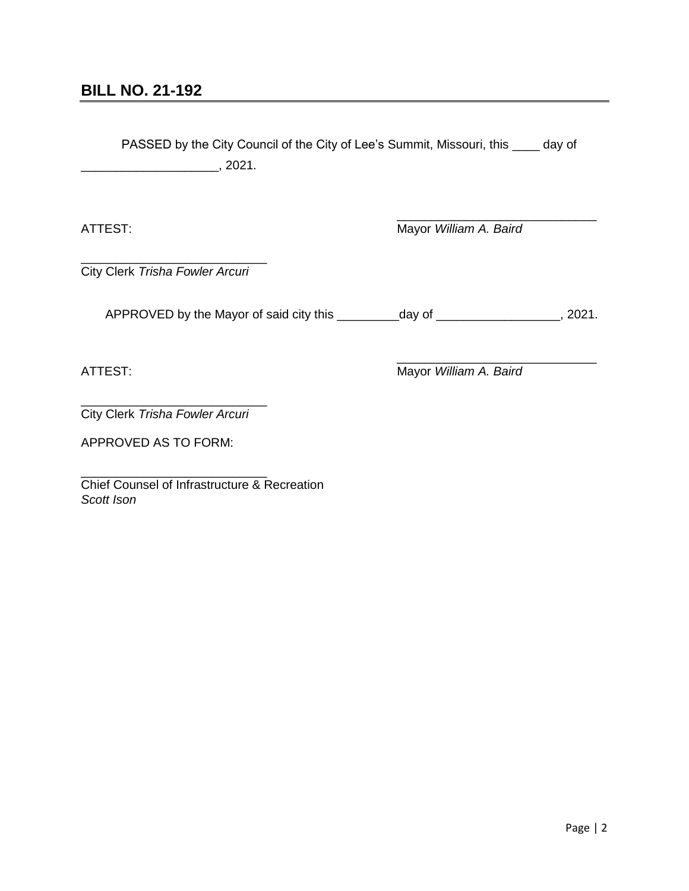## BILL NO. 21-192

PASSED by the City Council of the City of Lee's Summit, Missouri, this ____ day of ____________________, 2021.

ATTEST:

______________________________
Mayor *William A. Baird*

___________________________
City Clerk *Trisha Fowler Arcuri*

APPROVED by the Mayor of said city this _________day of __________________, 2021.

ATTEST:

______________________________
Mayor *William A. Baird*

___________________________
City Clerk *Trisha Fowler Arcuri*

APPROVED AS TO FORM:

___________________________
Chief Counsel of Infrastructure & Recreation
*Scott Ison*